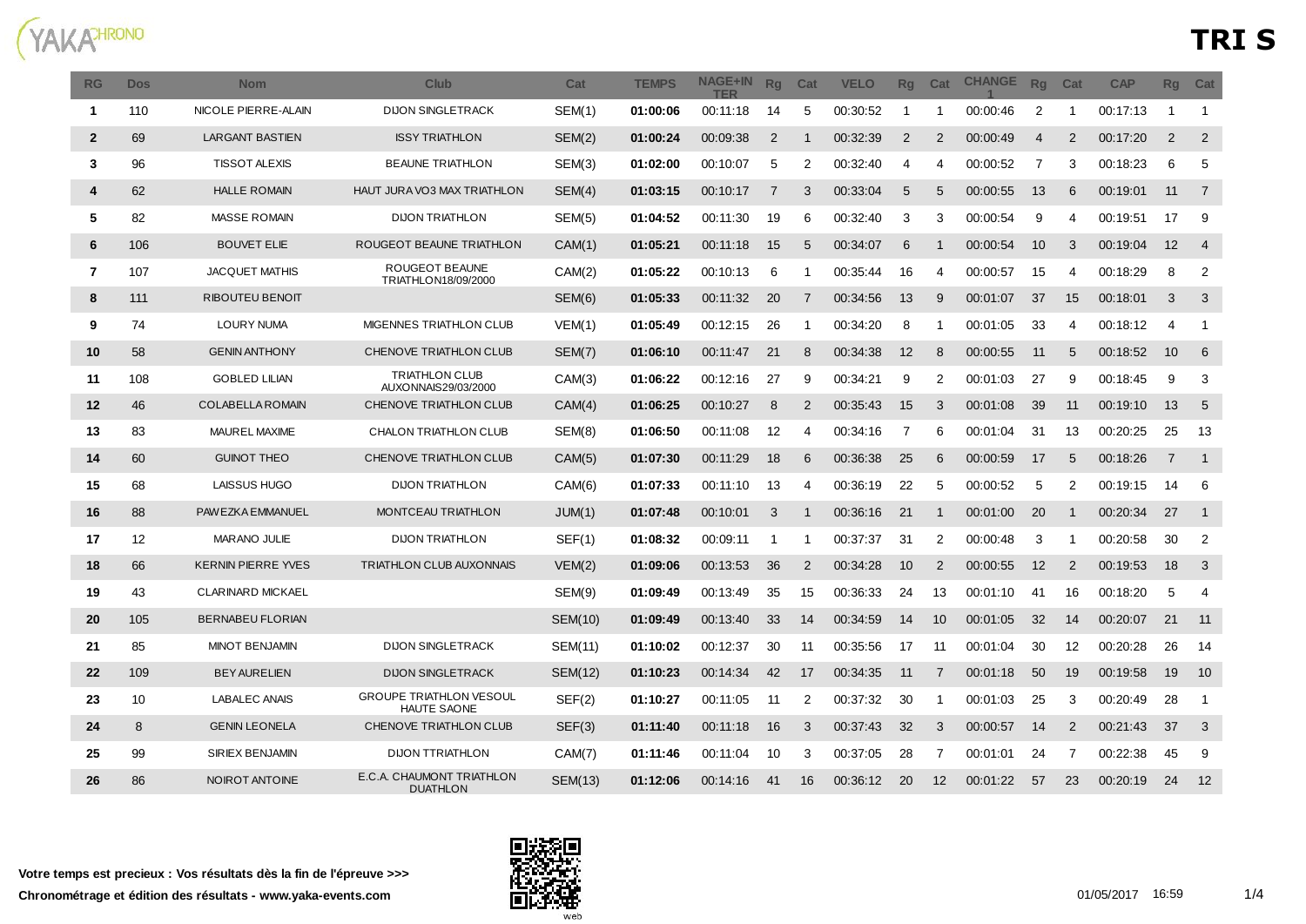# TRI S

| RG | Dos | Nom | Club | Cat | TEMPS | NAGE+INTER | Rg | Cat | VELO | Rg | Cat | CHANGE 1 | Rg | Cat | CAP | Rg | Cat |
|---|---|---|---|---|---|---|---|---|---|---|---|---|---|---|---|---|---|
| **1** | 110 | NICOLE PIERRE-ALAIN | DIJON SINGLETRACK | SEM(1) | **01:00:06** | 00:11:18 | 14 | 5 | 00:30:52 | 1 | 1 | 00:00:46 | 2 | 1 | 00:17:13 | 1 | 1 |
| **2** | 69 | LARGANT BASTIEN | ISSY TRIATHLON | SEM(2) | **01:00:24** | 00:09:38 | 2 | 1 | 00:32:39 | 2 | 2 | 00:00:49 | 4 | 2 | 00:17:20 | 2 | 2 |
| **3** | 96 | TISSOT ALEXIS | BEAUNE TRIATHLON | SEM(3) | **01:02:00** | 00:10:07 | 5 | 2 | 00:32:40 | 4 | 4 | 00:00:52 | 7 | 3 | 00:18:23 | 6 | 5 |
| **4** | 62 | HALLE ROMAIN | HAUT JURA VO3 MAX TRIATHLON | SEM(4) | **01:03:15** | 00:10:17 | 7 | 3 | 00:33:04 | 5 | 5 | 00:00:55 | 13 | 6 | 00:19:01 | 11 | 7 |
| **5** | 82 | MASSE ROMAIN | DIJON TRIATHLON | SEM(5) | **01:04:52** | 00:11:30 | 19 | 6 | 00:32:40 | 3 | 3 | 00:00:54 | 9 | 4 | 00:19:51 | 17 | 9 |
| **6** | 106 | BOUVET ELIE | ROUGEOT BEAUNE TRIATHLON | CAM(1) | **01:05:21** | 00:11:18 | 15 | 5 | 00:34:07 | 6 | 1 | 00:00:54 | 10 | 3 | 00:19:04 | 12 | 4 |
| **7** | 107 | JACQUET MATHIS | ROUGEOT BEAUNE TRIATHLON18/09/2000 | CAM(2) | **01:05:22** | 00:10:13 | 6 | 1 | 00:35:44 | 16 | 4 | 00:00:57 | 15 | 4 | 00:18:29 | 8 | 2 |
| **8** | 111 | RIBOUTEU BENOIT | | SEM(6) | **01:05:33** | 00:11:32 | 20 | 7 | 00:34:56 | 13 | 9 | 00:01:07 | 37 | 15 | 00:18:01 | 3 | 3 |
| **9** | 74 | LOURY NUMA | MIGENNES TRIATHLON CLUB | VEM(1) | **01:05:49** | 00:12:15 | 26 | 1 | 00:34:20 | 8 | 1 | 00:01:05 | 33 | 4 | 00:18:12 | 4 | 1 |
| **10** | 58 | GENIN ANTHONY | CHENOVE TRIATHLON CLUB | SEM(7) | **01:06:10** | 00:11:47 | 21 | 8 | 00:34:38 | 12 | 8 | 00:00:55 | 11 | 5 | 00:18:52 | 10 | 6 |
| **11** | 108 | GOBLED LILIAN | TRIATHLON CLUB AUXONNAIS29/03/2000 | CAM(3) | **01:06:22** | 00:12:16 | 27 | 9 | 00:34:21 | 9 | 2 | 00:01:03 | 27 | 9 | 00:18:45 | 9 | 3 |
| **12** | 46 | COLABELLA ROMAIN | CHENOVE TRIATHLON CLUB | CAM(4) | **01:06:25** | 00:10:27 | 8 | 2 | 00:35:43 | 15 | 3 | 00:01:08 | 39 | 11 | 00:19:10 | 13 | 5 |
| **13** | 83 | MAUREL MAXIME | CHALON TRIATHLON CLUB | SEM(8) | **01:06:50** | 00:11:08 | 12 | 4 | 00:34:16 | 7 | 6 | 00:01:04 | 31 | 13 | 00:20:25 | 25 | 13 |
| **14** | 60 | GUINOT THEO | CHENOVE TRIATHLON CLUB | CAM(5) | **01:07:30** | 00:11:29 | 18 | 6 | 00:36:38 | 25 | 6 | 00:00:59 | 17 | 5 | 00:18:26 | 7 | 1 |
| **15** | 68 | LAISSUS HUGO | DIJON TRIATHLON | CAM(6) | **01:07:33** | 00:11:10 | 13 | 4 | 00:36:19 | 22 | 5 | 00:00:52 | 5 | 2 | 00:19:15 | 14 | 6 |
| **16** | 88 | PAWEZKA EMMANUEL | MONTCEAU TRIATHLON | JUM(1) | **01:07:48** | 00:10:01 | 3 | 1 | 00:36:16 | 21 | 1 | 00:01:00 | 20 | 1 | 00:20:34 | 27 | 1 |
| **17** | 12 | MARANO JULIE | DIJON TRIATHLON | SEF(1) | **01:08:32** | 00:09:11 | 1 | 1 | 00:37:37 | 31 | 2 | 00:00:48 | 3 | 1 | 00:20:58 | 30 | 2 |
| **18** | 66 | KERNIN PIERRE YVES | TRIATHLON CLUB AUXONNAIS | VEM(2) | **01:09:06** | 00:13:53 | 36 | 2 | 00:34:28 | 10 | 2 | 00:00:55 | 12 | 2 | 00:19:53 | 18 | 3 |
| **19** | 43 | CLARINARD MICKAEL | | SEM(9) | **01:09:49** | 00:13:49 | 35 | 15 | 00:36:33 | 24 | 13 | 00:01:10 | 41 | 16 | 00:18:20 | 5 | 4 |
| **20** | 105 | BERNABEU FLORIAN | | SEM(10) | **01:09:49** | 00:13:40 | 33 | 14 | 00:34:59 | 14 | 10 | 00:01:05 | 32 | 14 | 00:20:07 | 21 | 11 |
| **21** | 85 | MINOT BENJAMIN | DIJON SINGLETRACK | SEM(11) | **01:10:02** | 00:12:37 | 30 | 11 | 00:35:56 | 17 | 11 | 00:01:04 | 30 | 12 | 00:20:28 | 26 | 14 |
| **22** | 109 | BEY AURELIEN | DIJON SINGLETRACK | SEM(12) | **01:10:23** | 00:14:34 | 42 | 17 | 00:34:35 | 11 | 7 | 00:01:18 | 50 | 19 | 00:19:58 | 19 | 10 |
| **23** | 10 | LABALEC ANAIS | GROUPE TRIATHLON VESOUL HAUTE SAONE | SEF(2) | **01:10:27** | 00:11:05 | 11 | 2 | 00:37:32 | 30 | 1 | 00:01:03 | 25 | 3 | 00:20:49 | 28 | 1 |
| **24** | 8 | GENIN LEONELA | CHENOVE TRIATHLON CLUB | SEF(3) | **01:11:40** | 00:11:18 | 16 | 3 | 00:37:43 | 32 | 3 | 00:00:57 | 14 | 2 | 00:21:43 | 37 | 3 |
| **25** | 99 | SIRIEX BENJAMIN | DIJON TTRIATHLON | CAM(7) | **01:11:46** | 00:11:04 | 10 | 3 | 00:37:05 | 28 | 7 | 00:01:01 | 24 | 7 | 00:22:38 | 45 | 9 |
| **26** | 86 | NOIROT ANTOINE | E.C.A. CHAUMONT TRIATHLON DUATHLON | SEM(13) | **01:12:06** | 00:14:16 | 41 | 16 | 00:36:12 | 20 | 12 | 00:01:22 | 57 | 23 | 00:20:19 | 24 | 12 |

**Votre temps est precieux : Vos résultats dès la fin de l'épreuve >>>**

**Chronométrage et édition des résultats - www.yaka-events.com**

01/05/2017 16:59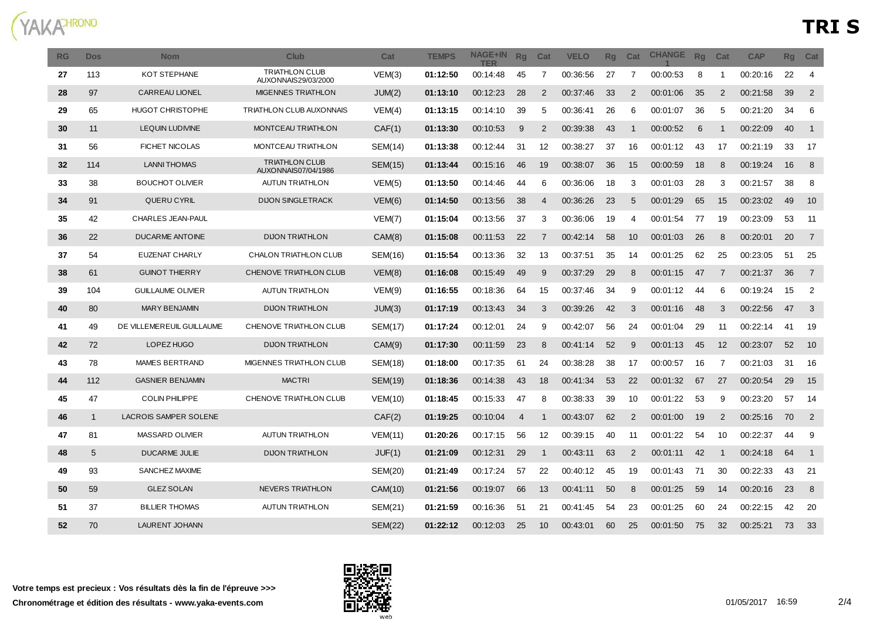# TRI S

| RG | Dos | Nom | Club | Cat | TEMPS | NAGE+INTER | Rg | Cat | VELO | Rg | Cat | CHANGE 1 | Rg | Cat | CAP | Rg | Cat |
|---|---|---|---|---|---|---|---|---|---|---|---|---|---|---|---|---|---|
| **27** | 113 | KOT STEPHANE | TRIATHLON CLUB AUXONNAIS29/03/2000 | VEM(3) | **01:12:50** | 00:14:48 | 45 | 7 | 00:36:56 | 27 | 7 | 00:00:53 | 8 | 1 | 00:20:16 | 22 | 4 |
| **28** | 97 | CARREAU LIONEL | MIGENNES TRIATHLON | JUM(2) | **01:13:10** | 00:12:23 | 28 | 2 | 00:37:46 | 33 | 2 | 00:01:06 | 35 | 2 | 00:21:58 | 39 | 2 |
| **29** | 65 | HUGOT CHRISTOPHE | TRIATHLON CLUB AUXONNAIS | VEM(4) | **01:13:15** | 00:14:10 | 39 | 5 | 00:36:41 | 26 | 6 | 00:01:07 | 36 | 5 | 00:21:20 | 34 | 6 |
| **30** | 11 | LEQUIN LUDIVINE | MONTCEAU TRIATHLON | CAF(1) | **01:13:30** | 00:10:53 | 9 | 2 | 00:39:38 | 43 | 1 | 00:00:52 | 6 | 1 | 00:22:09 | 40 | 1 |
| **31** | 56 | FICHET NICOLAS | MONTCEAU TRIATHLON | SEM(14) | **01:13:38** | 00:12:44 | 31 | 12 | 00:38:27 | 37 | 16 | 00:01:12 | 43 | 17 | 00:21:19 | 33 | 17 |
| **32** | 114 | LANNI THOMAS | TRIATHLON CLUB AUXONNAIS07/04/1986 | SEM(15) | **01:13:44** | 00:15:16 | 46 | 19 | 00:38:07 | 36 | 15 | 00:00:59 | 18 | 8 | 00:19:24 | 16 | 8 |
| **33** | 38 | BOUCHOT OLIVIER | AUTUN TRIATHLON | VEM(5) | **01:13:50** | 00:14:46 | 44 | 6 | 00:36:06 | 18 | 3 | 00:01:03 | 28 | 3 | 00:21:57 | 38 | 8 |
| **34** | 91 | QUERU CYRIL | DIJON SINGLETRACK | VEM(6) | **01:14:50** | 00:13:56 | 38 | 4 | 00:36:26 | 23 | 5 | 00:01:29 | 65 | 15 | 00:23:02 | 49 | 10 |
| **35** | 42 | CHARLES JEAN-PAUL | | VEM(7) | **01:15:04** | 00:13:56 | 37 | 3 | 00:36:06 | 19 | 4 | 00:01:54 | 77 | 19 | 00:23:09 | 53 | 11 |
| **36** | 22 | DUCARME ANTOINE | DIJON TRIATHLON | CAM(8) | **01:15:08** | 00:11:53 | 22 | 7 | 00:42:14 | 58 | 10 | 00:01:03 | 26 | 8 | 00:20:01 | 20 | 7 |
| **37** | 54 | EUZENAT CHARLY | CHALON TRIATHLON CLUB | SEM(16) | **01:15:54** | 00:13:36 | 32 | 13 | 00:37:51 | 35 | 14 | 00:01:25 | 62 | 25 | 00:23:05 | 51 | 25 |
| **38** | 61 | GUINOT THIERRY | CHENOVE TRIATHLON CLUB | VEM(8) | **01:16:08** | 00:15:49 | 49 | 9 | 00:37:29 | 29 | 8 | 00:01:15 | 47 | 7 | 00:21:37 | 36 | 7 |
| **39** | 104 | GUILLAUME OLIVIER | AUTUN TRIATHLON | VEM(9) | **01:16:55** | 00:18:36 | 64 | 15 | 00:37:46 | 34 | 9 | 00:01:12 | 44 | 6 | 00:19:24 | 15 | 2 |
| **40** | 80 | MARY BENJAMIN | DIJON TRIATHLON | JUM(3) | **01:17:19** | 00:13:43 | 34 | 3 | 00:39:26 | 42 | 3 | 00:01:16 | 48 | 3 | 00:22:56 | 47 | 3 |
| **41** | 49 | DE VILLEMEREUIL GUILLAUME | CHENOVE TRIATHLON CLUB | SEM(17) | **01:17:24** | 00:12:01 | 24 | 9 | 00:42:07 | 56 | 24 | 00:01:04 | 29 | 11 | 00:22:14 | 41 | 19 |
| **42** | 72 | LOPEZ HUGO | DIJON TRIATHLON | CAM(9) | **01:17:30** | 00:11:59 | 23 | 8 | 00:41:14 | 52 | 9 | 00:01:13 | 45 | 12 | 00:23:07 | 52 | 10 |
| **43** | 78 | MAMES BERTRAND | MIGENNES TRIATHLON CLUB | SEM(18) | **01:18:00** | 00:17:35 | 61 | 24 | 00:38:28 | 38 | 17 | 00:00:57 | 16 | 7 | 00:21:03 | 31 | 16 |
| **44** | 112 | GASNIER BENJAMIN | MACTRI | SEM(19) | **01:18:36** | 00:14:38 | 43 | 18 | 00:41:34 | 53 | 22 | 00:01:32 | 67 | 27 | 00:20:54 | 29 | 15 |
| **45** | 47 | COLIN PHILIPPE | CHENOVE TRIATHLON CLUB | VEM(10) | **01:18:45** | 00:15:33 | 47 | 8 | 00:38:33 | 39 | 10 | 00:01:22 | 53 | 9 | 00:23:20 | 57 | 14 |
| **46** | 1 | LACROIS SAMPER SOLENE | | CAF(2) | **01:19:25** | 00:10:04 | 4 | 1 | 00:43:07 | 62 | 2 | 00:01:00 | 19 | 2 | 00:25:16 | 70 | 2 |
| **47** | 81 | MASSARD OLIVIER | AUTUN TRIATHLON | VEM(11) | **01:20:26** | 00:17:15 | 56 | 12 | 00:39:15 | 40 | 11 | 00:01:22 | 54 | 10 | 00:22:37 | 44 | 9 |
| **48** | 5 | DUCARME JULIE | DIJON TRIATHLON | JUF(1) | **01:21:09** | 00:12:31 | 29 | 1 | 00:43:11 | 63 | 2 | 00:01:11 | 42 | 1 | 00:24:18 | 64 | 1 |
| **49** | 93 | SANCHEZ MAXIME | | SEM(20) | **01:21:49** | 00:17:24 | 57 | 22 | 00:40:12 | 45 | 19 | 00:01:43 | 71 | 30 | 00:22:33 | 43 | 21 |
| **50** | 59 | GLEZ SOLAN | NEVERS TRIATHLON | CAM(10) | **01:21:56** | 00:19:07 | 66 | 13 | 00:41:11 | 50 | 8 | 00:01:25 | 59 | 14 | 00:20:16 | 23 | 8 |
| **51** | 37 | BILLIER THOMAS | AUTUN TRIATHLON | SEM(21) | **01:21:59** | 00:16:36 | 51 | 21 | 00:41:45 | 54 | 23 | 00:01:25 | 60 | 24 | 00:22:15 | 42 | 20 |
| **52** | 70 | LAURENT JOHANN | | SEM(22) | **01:22:12** | 00:12:03 | 25 | 10 | 00:43:01 | 60 | 25 | 00:01:50 | 75 | 32 | 00:25:21 | 73 | 33 |

**Votre temps est precieux : Vos résultats dès la fin de l'épreuve >>>**

**Chronométrage et édition des résultats - www.yaka-events.com**

01/05/2017 16:59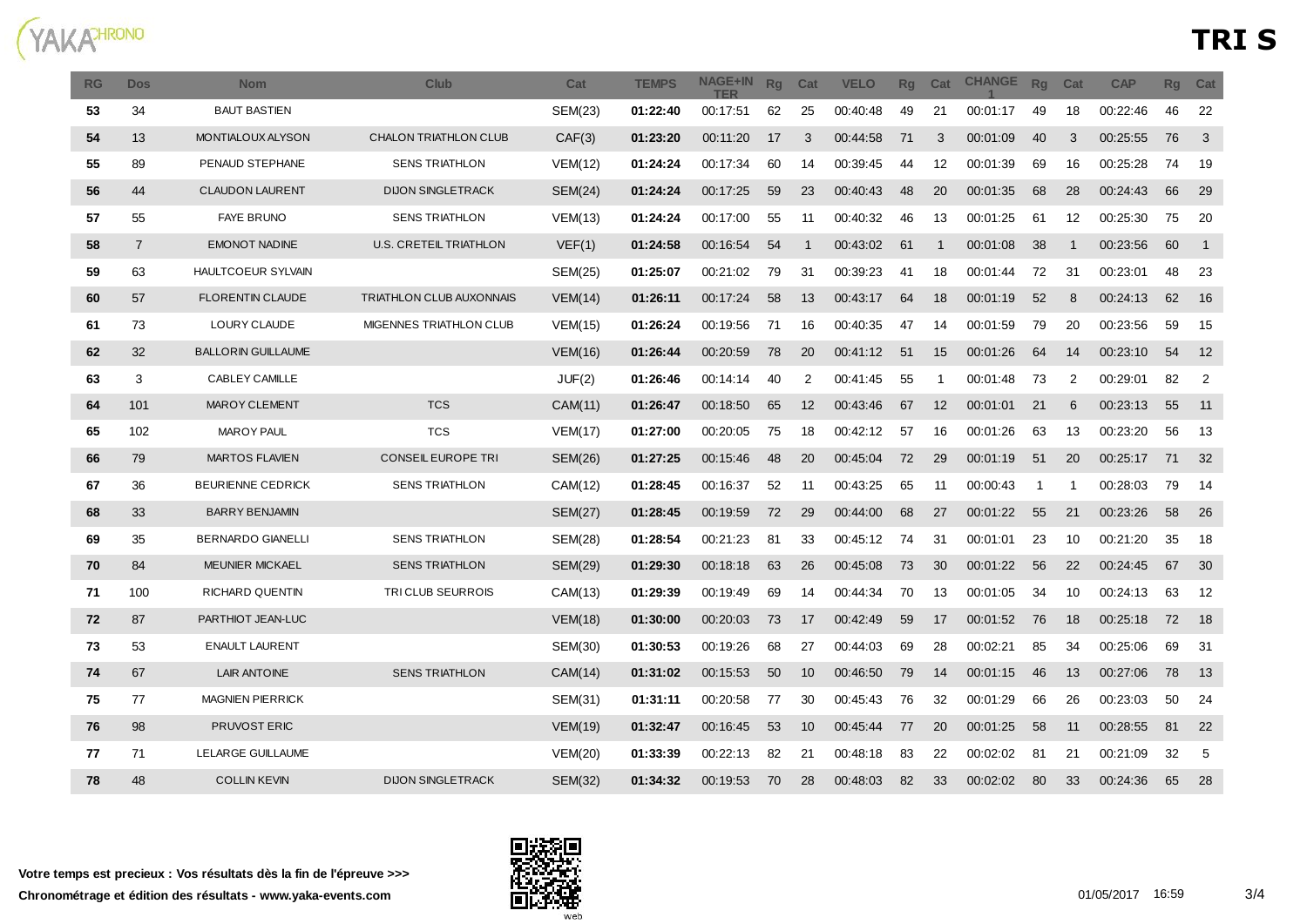# TRI S

| RG | Dos | Nom | Club | Cat | TEMPS | NAGE+INTER | Rg | Cat | VELO | Rg | Cat | CHANGE 1 | Rg | Cat | CAP | Rg | Cat |
|---|---|---|---|---|---|---|---|---|---|---|---|---|---|---|---|---|---|
| **53** | 34 | BAUT BASTIEN | | SEM(23) | **01:22:40** | 00:17:51 | 62 | 25 | 00:40:48 | 49 | 21 | 00:01:17 | 49 | 18 | 00:22:46 | 46 | 22 |
| **54** | 13 | MONTIALOUX ALYSON | CHALON TRIATHLON CLUB | CAF(3) | **01:23:20** | 00:11:20 | 17 | 3 | 00:44:58 | 71 | 3 | 00:01:09 | 40 | 3 | 00:25:55 | 76 | 3 |
| **55** | 89 | PENAUD STEPHANE | SENS TRIATHLON | VEM(12) | **01:24:24** | 00:17:34 | 60 | 14 | 00:39:45 | 44 | 12 | 00:01:39 | 69 | 16 | 00:25:28 | 74 | 19 |
| **56** | 44 | CLAUDON LAURENT | DIJON SINGLETRACK | SEM(24) | **01:24:24** | 00:17:25 | 59 | 23 | 00:40:43 | 48 | 20 | 00:01:35 | 68 | 28 | 00:24:43 | 66 | 29 |
| **57** | 55 | FAYE BRUNO | SENS TRIATHLON | VEM(13) | **01:24:24** | 00:17:00 | 55 | 11 | 00:40:32 | 46 | 13 | 00:01:25 | 61 | 12 | 00:25:30 | 75 | 20 |
| **58** | 7 | EMONOT NADINE | U.S. CRETEIL TRIATHLON | VEF(1) | **01:24:58** | 00:16:54 | 54 | 1 | 00:43:02 | 61 | 1 | 00:01:08 | 38 | 1 | 00:23:56 | 60 | 1 |
| **59** | 63 | HAULTCOEUR SYLVAIN | | SEM(25) | **01:25:07** | 00:21:02 | 79 | 31 | 00:39:23 | 41 | 18 | 00:01:44 | 72 | 31 | 00:23:01 | 48 | 23 |
| **60** | 57 | FLORENTIN CLAUDE | TRIATHLON CLUB AUXONNAIS | VEM(14) | **01:26:11** | 00:17:24 | 58 | 13 | 00:43:17 | 64 | 18 | 00:01:19 | 52 | 8 | 00:24:13 | 62 | 16 |
| **61** | 73 | LOURY CLAUDE | MIGENNES TRIATHLON CLUB | VEM(15) | **01:26:24** | 00:19:56 | 71 | 16 | 00:40:35 | 47 | 14 | 00:01:59 | 79 | 20 | 00:23:56 | 59 | 15 |
| **62** | 32 | BALLORIN GUILLAUME | | VEM(16) | **01:26:44** | 00:20:59 | 78 | 20 | 00:41:12 | 51 | 15 | 00:01:26 | 64 | 14 | 00:23:10 | 54 | 12 |
| **63** | 3 | CABLEY CAMILLE | | JUF(2) | **01:26:46** | 00:14:14 | 40 | 2 | 00:41:45 | 55 | 1 | 00:01:48 | 73 | 2 | 00:29:01 | 82 | 2 |
| **64** | 101 | MAROY CLEMENT | TCS | CAM(11) | **01:26:47** | 00:18:50 | 65 | 12 | 00:43:46 | 67 | 12 | 00:01:01 | 21 | 6 | 00:23:13 | 55 | 11 |
| **65** | 102 | MAROY PAUL | TCS | VEM(17) | **01:27:00** | 00:20:05 | 75 | 18 | 00:42:12 | 57 | 16 | 00:01:26 | 63 | 13 | 00:23:20 | 56 | 13 |
| **66** | 79 | MARTOS FLAVIEN | CONSEIL EUROPE TRI | SEM(26) | **01:27:25** | 00:15:46 | 48 | 20 | 00:45:04 | 72 | 29 | 00:01:19 | 51 | 20 | 00:25:17 | 71 | 32 |
| **67** | 36 | BEURIENNE CEDRICK | SENS TRIATHLON | CAM(12) | **01:28:45** | 00:16:37 | 52 | 11 | 00:43:25 | 65 | 11 | 00:00:43 | 1 | 1 | 00:28:03 | 79 | 14 |
| **68** | 33 | BARRY BENJAMIN | | SEM(27) | **01:28:45** | 00:19:59 | 72 | 29 | 00:44:00 | 68 | 27 | 00:01:22 | 55 | 21 | 00:23:26 | 58 | 26 |
| **69** | 35 | BERNARDO GIANELLI | SENS TRIATHLON | SEM(28) | **01:28:54** | 00:21:23 | 81 | 33 | 00:45:12 | 74 | 31 | 00:01:01 | 23 | 10 | 00:21:20 | 35 | 18 |
| **70** | 84 | MEUNIER MICKAEL | SENS TRIATHLON | SEM(29) | **01:29:30** | 00:18:18 | 63 | 26 | 00:45:08 | 73 | 30 | 00:01:22 | 56 | 22 | 00:24:45 | 67 | 30 |
| **71** | 100 | RICHARD QUENTIN | TRI CLUB SEURROIS | CAM(13) | **01:29:39** | 00:19:49 | 69 | 14 | 00:44:34 | 70 | 13 | 00:01:05 | 34 | 10 | 00:24:13 | 63 | 12 |
| **72** | 87 | PARTHIOT JEAN-LUC | | VEM(18) | **01:30:00** | 00:20:03 | 73 | 17 | 00:42:49 | 59 | 17 | 00:01:52 | 76 | 18 | 00:25:18 | 72 | 18 |
| **73** | 53 | ENAULT LAURENT | | SEM(30) | **01:30:53** | 00:19:26 | 68 | 27 | 00:44:03 | 69 | 28 | 00:02:21 | 85 | 34 | 00:25:06 | 69 | 31 |
| **74** | 67 | LAIR ANTOINE | SENS TRIATHLON | CAM(14) | **01:31:02** | 00:15:53 | 50 | 10 | 00:46:50 | 79 | 14 | 00:01:15 | 46 | 13 | 00:27:06 | 78 | 13 |
| **75** | 77 | MAGNIEN PIERRICK | | SEM(31) | **01:31:11** | 00:20:58 | 77 | 30 | 00:45:43 | 76 | 32 | 00:01:29 | 66 | 26 | 00:23:03 | 50 | 24 |
| **76** | 98 | PRUVOST ERIC | | VEM(19) | **01:32:47** | 00:16:45 | 53 | 10 | 00:45:44 | 77 | 20 | 00:01:25 | 58 | 11 | 00:28:55 | 81 | 22 |
| **77** | 71 | LELARGE GUILLAUME | | VEM(20) | **01:33:39** | 00:22:13 | 82 | 21 | 00:48:18 | 83 | 22 | 00:02:02 | 81 | 21 | 00:21:09 | 32 | 5 |
| **78** | 48 | COLLIN KEVIN | DIJON SINGLETRACK | SEM(32) | **01:34:32** | 00:19:53 | 70 | 28 | 00:48:03 | 82 | 33 | 00:02:02 | 80 | 33 | 00:24:36 | 65 | 28 |

**Votre temps est precieux : Vos résultats dès la fin de l'épreuve >>>**

**Chronométrage et édition des résultats - www.yaka-events.com**

01/05/2017 16:59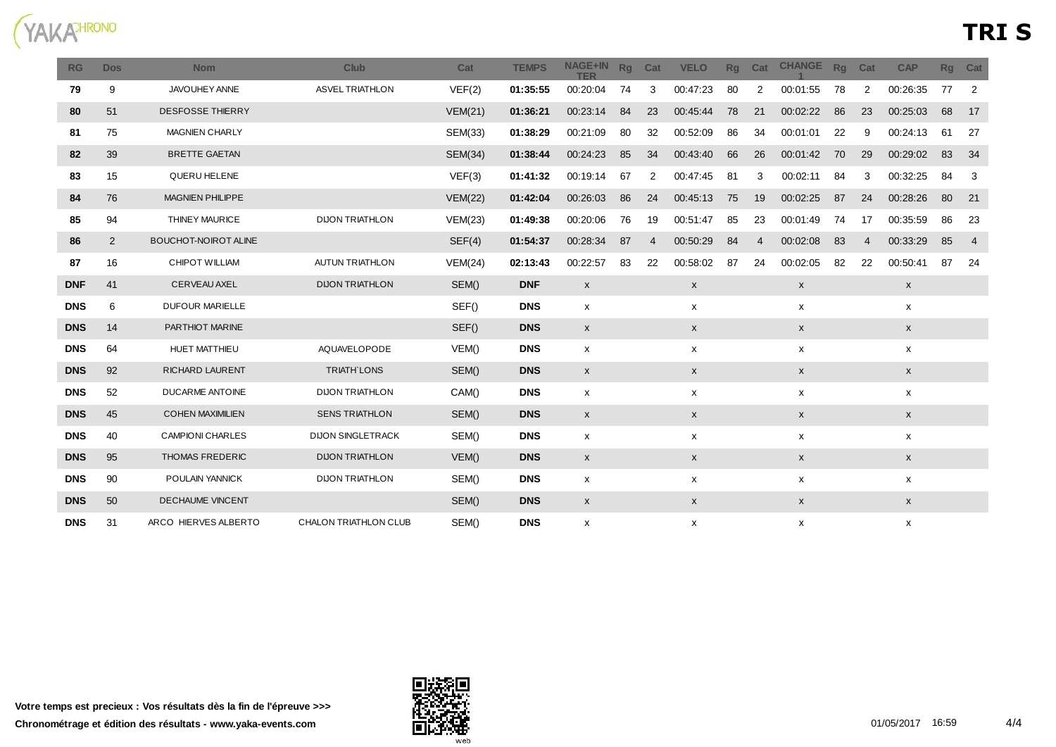# TRI S

| RG | Dos | Nom | Club | Cat | TEMPS | NAGE+INTER | Rg | Cat | VELO | Rg | Cat | CHANGE 1 | Rg | Cat | CAP | Rg | Cat |
|---|---|---|---|---|---|---|---|---|---|---|---|---|---|---|---|---|---|
| **79** | 9 | JAVOUHEY ANNE | ASVEL TRIATHLON | VEF(2) | **01:35:55** | 00:20:04 | 74 | 3 | 00:47:23 | 80 | 2 | 00:01:55 | 78 | 2 | 00:26:35 | 77 | 2 |
| **80** | 51 | DESFOSSE THIERRY | | VEM(21) | **01:36:21** | 00:23:14 | 84 | 23 | 00:45:44 | 78 | 21 | 00:02:22 | 86 | 23 | 00:25:03 | 68 | 17 |
| **81** | 75 | MAGNIEN CHARLY | | SEM(33) | **01:38:29** | 00:21:09 | 80 | 32 | 00:52:09 | 86 | 34 | 00:01:01 | 22 | 9 | 00:24:13 | 61 | 27 |
| **82** | 39 | BRETTE GAETAN | | SEM(34) | **01:38:44** | 00:24:23 | 85 | 34 | 00:43:40 | 66 | 26 | 00:01:42 | 70 | 29 | 00:29:02 | 83 | 34 |
| **83** | 15 | QUERU HELENE | | VEF(3) | **01:41:32** | 00:19:14 | 67 | 2 | 00:47:45 | 81 | 3 | 00:02:11 | 84 | 3 | 00:32:25 | 84 | 3 |
| **84** | 76 | MAGNIEN PHILIPPE | | VEM(22) | **01:42:04** | 00:26:03 | 86 | 24 | 00:45:13 | 75 | 19 | 00:02:25 | 87 | 24 | 00:28:26 | 80 | 21 |
| **85** | 94 | THINEY MAURICE | DIJON TRIATHLON | VEM(23) | **01:49:38** | 00:20:06 | 76 | 19 | 00:51:47 | 85 | 23 | 00:01:49 | 74 | 17 | 00:35:59 | 86 | 23 |
| **86** | 2 | BOUCHOT-NOIROT ALINE | | SEF(4) | **01:54:37** | 00:28:34 | 87 | 4 | 00:50:29 | 84 | 4 | 00:02:08 | 83 | 4 | 00:33:29 | 85 | 4 |
| **87** | 16 | CHIPOT WILLIAM | AUTUN TRIATHLON | VEM(24) | **02:13:43** | 00:22:57 | 83 | 22 | 00:58:02 | 87 | 24 | 00:02:05 | 82 | 22 | 00:50:41 | 87 | 24 |
| **DNF** | 41 | CERVEAU AXEL | DIJON TRIATHLON | SEM() | **DNF** | x | | | x | | | x | | | x | | |
| **DNS** | 6 | DUFOUR MARIELLE | | SEF() | **DNS** | x | | | x | | | x | | | x | | |
| **DNS** | 14 | PARTHIOT MARINE | | SEF() | **DNS** | x | | | x | | | x | | | x | | |
| **DNS** | 64 | HUET MATTHIEU | AQUAVELOPODE | VEM() | **DNS** | x | | | x | | | x | | | x | | |
| **DNS** | 92 | RICHARD LAURENT | TRIATH`LONS | SEM() | **DNS** | x | | | x | | | x | | | x | | |
| **DNS** | 52 | DUCARME ANTOINE | DIJON TRIATHLON | CAM() | **DNS** | x | | | x | | | x | | | x | | |
| **DNS** | 45 | COHEN MAXIMILIEN | SENS TRIATHLON | SEM() | **DNS** | x | | | x | | | x | | | x | | |
| **DNS** | 40 | CAMPIONI CHARLES | DIJON SINGLETRACK | SEM() | **DNS** | x | | | x | | | x | | | x | | |
| **DNS** | 95 | THOMAS FREDERIC | DIJON TRIATHLON | VEM() | **DNS** | x | | | x | | | x | | | x | | |
| **DNS** | 90 | POULAIN YANNICK | DIJON TRIATHLON | SEM() | **DNS** | x | | | x | | | x | | | x | | |
| **DNS** | 50 | DECHAUME VINCENT | | SEM() | **DNS** | x | | | x | | | x | | | x | | |
| **DNS** | 31 | ARCO HIERVES ALBERTO | CHALON TRIATHLON CLUB | SEM() | **DNS** | x | | | x | | | x | | | x | | |

**Votre temps est precieux : Vos résultats dès la fin de l'épreuve >>>**

**Chronométrage et édition des résultats - www.yaka-events.com**

01/05/2017 16:59